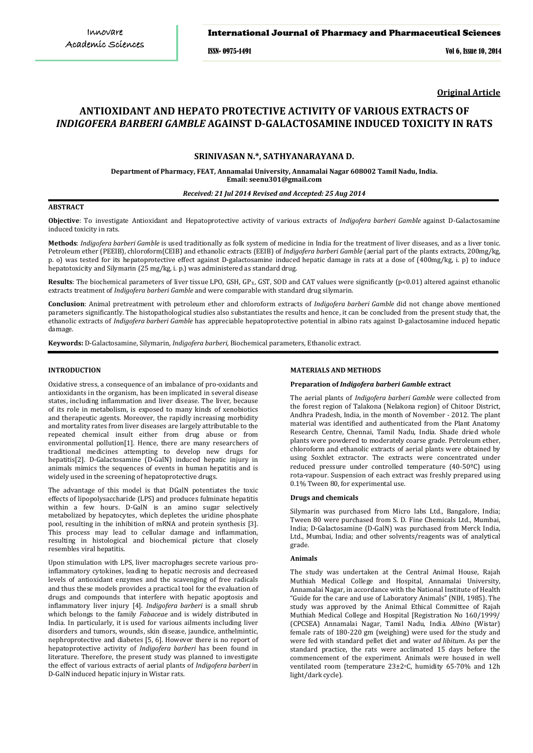Original Article

# ANTIOXIDANT AND HEPATO PROTECTIVE ACTIVITY OF VARIOUS EXTRACTS OF *INDIGOFERA BARBERI GAMBLE* AGAINST D-GALACTOSAMINE INDUCED TOXICITY IN RATS

**SRINIVASAN N.*, SATHYANARAYANA D.**

**Department of Pharmacy, FEAT, Annamalai University, Annamalai Nagar 608002 Tamil Nadu, India.**
**Email: seenu301@gmail.com**

***Received: 21 Jul 2014 Revised and Accepted: 25 Aug 2014***

## ABSTRACT

**Objective**: To investigate Antioxidant and Hepatoprotective activity of various extracts of *Indigofera barberi Gamble* against D-Galactosamine induced toxicity in rats.

**Methods**: *Indigofera barberi Gamble* is used traditionally as folk system of medicine in India for the treatment of liver diseases, and as a liver tonic. Petroleum ether (PEEIB), chloroform(CEIB) and ethanolic extracts (EEIB) of *Indigofera barberi Gamble* (aerial part of the plants extracts, 200mg/kg, p. o) was tested for its hepatoprotective effect against D-galactosamine induced hepatic damage in rats at a dose of (400mg/kg, i. p) to induce hepatotoxicity and Silymarin (25 mg/kg, i. p.) was administered as standard drug.

**Results**: The biochemical parameters of liver tissue LPO, GSH, $GP_X$, GST, SOD and CAT values were significantly ($p<0.01$) altered against ethanolic extracts treatment of *Indigofera barberi Gamble* and were comparable with standard drug silymarin.

**Conclusion**: Animal pretreatment with petroleum ether and chloroform extracts of *Indigofera barberi Gamble* did not change above mentioned parameters significantly. The histopathological studies also substantiates the results and hence, it can be concluded from the present study that, the ethanolic extracts of *Indigofera barberi Gamble* has appreciable hepatoprotective potential in albino rats against D-galactosamine induced hepatic damage.

**Keywords:** D-Galactosamine, Silymarin, *Indigofera barberi,* Biochemical parameters, Ethanolic extract.

## INTRODUCTION

Oxidative stress, a consequence of an imbalance of pro-oxidants and antioxidants in the organism, has been implicated in several disease states, including inflammation and liver disease. The liver, because of its role in metabolism, is exposed to many kinds of xenobiotics and therapeutic agents. Moreover, the rapidly increasing morbidity and mortality rates from liver diseases are largely attributable to the repeated chemical insult either from drug abuse or from environmental pollution[1]. Hence, there are many researchers of traditional medicines attempting to develop new drugs for hepatitis[2]. D-Galactosamine (D-GalN) induced hepatic injury in animals mimics the sequences of events in human hepatitis and is widely used in the screening of hepatoprotective drugs.

The advantage of this model is that DGalN potentiates the toxic effects of lipopolysaccharide (LPS) and produces fulminate hepatitis within a few hours. D-GalN is an amino sugar selectively metabolized by hepatocytes, which depletes the uridine phosphate pool, resulting in the inhibition of mRNA and protein synthesis [3]. This process may lead to cellular damage and inflammation, resulting in histological and biochemical picture that closely resembles viral hepatitis.

Upon stimulation with LPS, liver macrophages secrete various pro-inflammatory cytokines, leading to hepatic necrosis and decreased levels of antioxidant enzymes and the scavenging of free radicals and thus these models provides a practical tool for the evaluation of drugs and compounds that interfere with hepatic apoptosis and inflammatory liver injury [4]. *Indigofera barberi* is a small shrub which belongs to the family *Fabaceae* and is widely distributed in India. In particularly, it is used for various ailments including liver disorders and tumors, wounds, skin disease, jaundice, anthelmintic, nephroprotective and diabetes [5, 6]. However there is no report of hepatoprotective activity of *Indigofera barberi* has been found in literature. Therefore, the present study was planned to investigate the effect of various extracts of aerial plants of *Indigofera barberi* in D-GalN induced hepatic injury in Wistar rats.

## MATERIALS AND METHODS

### Preparation of *Indigofera barberi Gamble* extract

The aerial plants of *Indigofera barberi Gamble* were collected from the forest region of Talakona (Nelakona region) of Chitoor District, Andhra Pradesh, India, in the month of November - 2012. The plant material was identified and authenticated from the Plant Anatomy Research Centre, Chennai, Tamil Nadu, India. Shade dried whole plants were powdered to moderately coarse grade. Petroleum ether, chloroform and ethanolic extracts of aerial plants were obtained by using Soxhlet extractor. The extracts were concentrated under reduced pressure under controlled temperature (40-50ºC) using rota-vapour. Suspension of each extract was freshly prepared using 0.1% Tween 80, for experimental use.

### Drugs and chemicals

Silymarin was purchased from Micro labs Ltd., Bangalore, India; Tween 80 were purchased from S. D. Fine Chemicals Ltd., Mumbai, India; D-Galactosamine (D-GalN) was purchased from Merck India, Ltd., Mumbai, India; and other solvents/reagents was of analytical grade.

### Animals

The study was undertaken at the Central Animal House, Rajah Muthiah Medical College and Hospital, Annamalai University, Annamalai Nagar, in accordance with the National Institute of Health "Guide for the care and use of Laboratory Animals" (NIH, 1985). The study was approved by the Animal Ethical Committee of Rajah Muthiah Medical College and Hospital [Registration No 160/1999/ (CPCSEA) Annamalai Nagar, Tamil Nadu, India. *Albino* (Wistar) female rats of 180-220 gm (weighing) were used for the study and were fed with standard pellet diet and water *ad libitum*. As per the standard practice, the rats were acclimated 15 days before the commencement of the experiment. Animals were housed in well ventilated room (temperature 23±2°C, humidity 65-70% and 12h light/dark cycle).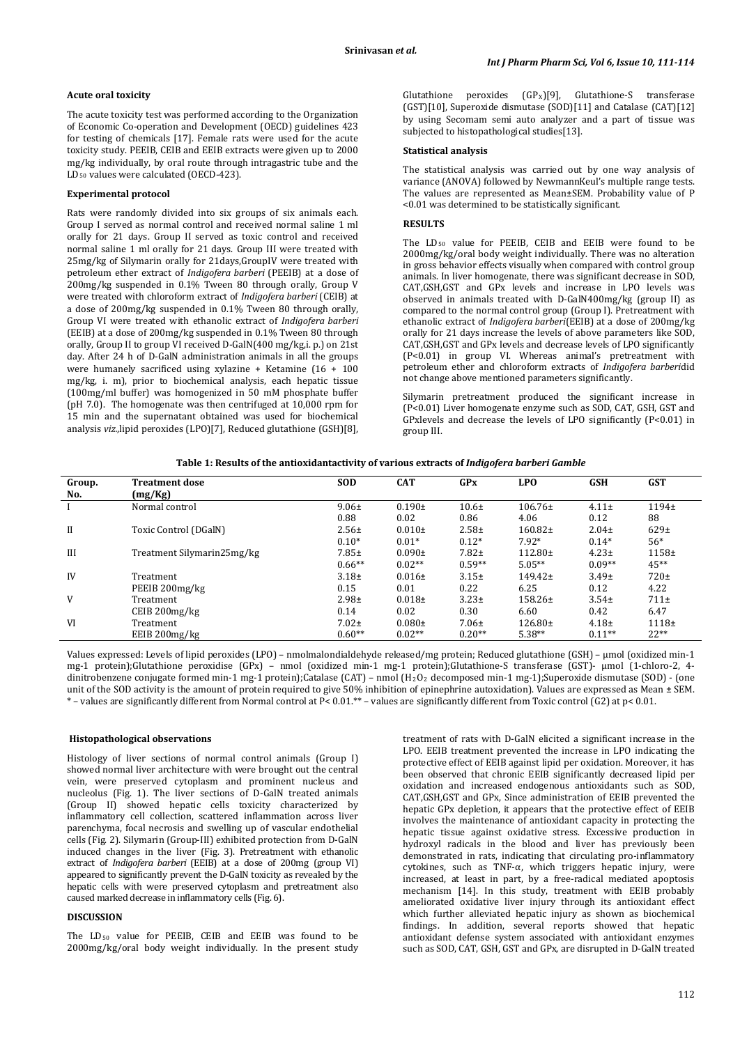### Acute oral toxicity

The acute toxicity test was performed according to the Organization of Economic Co-operation and Development (OECD) guidelines 423 for testing of chemicals [17]. Female rats were used for the acute toxicity study. PEEIB, CEIB and EEIB extracts were given up to 2000 mg/kg individually, by oral route through intragastric tube and the $LD_{50}$ values were calculated (OECD-423).

### Experimental protocol

Rats were randomly divided into six groups of six animals each. Group I served as normal control and received normal saline 1 ml orally for 21 days. Group II served as toxic control and received normal saline 1 ml orally for 21 days. Group III were treated with 25mg/kg of Silymarin orally for 21days,GroupIV were treated with petroleum ether extract of *Indigofera barberi* (PEEIB) at a dose of 200mg/kg suspended in 0.1% Tween 80 through orally, Group V were treated with chloroform extract of *Indigofera barberi* (CEIB) at a dose of 200mg/kg suspended in 0.1% Tween 80 through orally, Group VI were treated with ethanolic extract of *Indigofera barberi* (EEIB) at a dose of 200mg/kg suspended in 0.1% Tween 80 through orally, Group II to group VI received D-GalN(400 mg/kg,i. p.) on 21st day. After 24 h of D-GalN administration animals in all the groups were humanely sacrificed using xylazine + Ketamine (16 + 100 mg/kg, i. m), prior to biochemical analysis, each hepatic tissue (100mg/ml buffer) was homogenized in 50 mM phosphate buffer (pH 7.0). The homogenate was then centrifuged at 10,000 rpm for 15 min and the supernatant obtained was used for biochemical analysis *viz.*,lipid peroxides (LPO)[7], Reduced glutathione (GSH)[8], Glutathione peroxides ($GP_X$)[9], Glutathione-S transferase (GST)[10], Superoxide dismutase (SOD)[11] and Catalase (CAT)[12] by using Secomam semi auto analyzer and a part of tissue was subjected to histopathological studies[13].

### Statistical analysis

The statistical analysis was carried out by one way analysis of variance (ANOVA) followed by NewmannKeul's multiple range tests. The values are represented as Mean±SEM. Probability value of P <0.01 was determined to be statistically significant.

## RESULTS

The $LD_{50}$ value for PEEIB, CEIB and EEIB were found to be 2000mg/kg/oral body weight individually. There was no alteration in gross behavior effects visually when compared with control group animals. In liver homogenate, there was significant decrease in SOD, CAT,GSH,GST and GPx levels and increase in LPO levels was observed in animals treated with D-GalN400mg/kg (group II) as compared to the normal control group (Group I). Pretreatment with ethanolic extract of *Indigofera barberi*(EEIB) at a dose of 200mg/kg orally for 21 days increase the levels of above parameters like SOD, CAT,GSH,GST and GPx levels and decrease levels of LPO significantly (P<0.01) in group VI. Whereas animal's pretreatment with petroleum ether and chloroform extracts of *Indigofera barberi*did not change above mentioned parameters significantly.

Silymarin pretreatment produced the significant increase in (P<0.01) Liver homogenate enzyme such as SOD, CAT, GSH, GST and GPxlevels and decrease the levels of LPO significantly (P<0.01) in group III.

**Table 1: Results of the antioxidantactivity of various extracts of *Indigofera barberi Gamble***

| Group. No. | Treatment dose (mg/Kg) | SOD | CAT | GPx | LPO | GSH | GST |
|---|---|---|---|---|---|---|---|
| I | Normal control | 9.06± 0.88 | 0.190± 0.02 | 10.6± 0.86 | 106.76± 4.06 | 4.11± 0.12 | 1194± 88 |
| II | Toxic Control (DGalN) | 2.56± 0.10* | 0.010± 0.01* | 2.58± 0.12* | 160.82± 7.92* | 2.04± 0.14* | 629± 56* |
| III | Treatment Silymarin25mg/kg | 7.85± 0.66** | 0.090± 0.02** | 7.82± 0.59** | 112.80± 5.05** | 4.23± 0.09** | 1158± 45** |
| IV | Treatment PEEIB 200mg/kg | 3.18± 0.15 | 0.016± 0.01 | 3.15± 0.22 | 149.42± 6.25 | 3.49± 0.12 | 720± 4.22 |
| V | Treatment CEIB 200mg/kg | 2.98± 0.14 | 0.018± 0.02 | 3.23± 0.30 | 158.26± 6.60 | 3.54± 0.42 | 711± 6.47 |
| VI | Treatment EEIB 200mg/kg | 7.02± 0.60** | 0.080± 0.02** | 7.06± 0.20** | 126.80± 5.38** | 4.18± 0.11** | 1118± 22** |

Values expressed: Levels of lipid peroxides (LPO) – nmolmalondialdehyde released/mg protein; Reduced glutathione (GSH) – μmol (oxidized min-1 mg-1 protein);Glutathione peroxidise (GPx) – nmol (oxidized min-1 mg-1 protein);Glutathione-S transferase (GST)- μmol (1-chloro-2, 4-dinitrobenzene conjugate formed min-1 mg-1 protein);Catalase (CAT) – nmol ($H_2O_2$ decomposed min-1 mg-1);Superoxide dismutase (SOD) - (one unit of the SOD activity is the amount of protein required to give 50% inhibition of epinephrine autoxidation). Values are expressed as Mean ± SEM. * – values are significantly different from Normal control at P< 0.01.** – values are significantly different from Toxic control (G2) at p< 0.01.

### Histopathological observations

Histology of liver sections of normal control animals (Group I) showed normal liver architecture with were brought out the central vein, were preserved cytoplasm and prominent nucleus and nucleolus (Fig. 1). The liver sections of D-GalN treated animals (Group II) showed hepatic cells toxicity characterized by inflammatory cell collection, scattered inflammation across liver parenchyma, focal necrosis and swelling up of vascular endothelial cells (Fig. 2). Silymarin (Group-III) exhibited protection from D-GalN induced changes in the liver (Fig. 3). Pretreatment with ethanolic extract of *Indigofera barberi* (EEIB) at a dose of 200mg (group VI) appeared to significantly prevent the D-GalN toxicity as revealed by the hepatic cells with were preserved cytoplasm and pretreatment also caused marked decrease in inflammatory cells (Fig. 6).

## DISCUSSION

The $LD_{50}$ value for PEEIB, CEIB and EEIB was found to be 2000mg/kg/oral body weight individually. In the present study treatment of rats with D-GalN elicited a significant increase in the LPO. EEIB treatment prevented the increase in LPO indicating the protective effect of EEIB against lipid per oxidation. Moreover, it has been observed that chronic EEIB significantly decreased lipid per oxidation and increased endogenous antioxidants such as SOD, CAT,GSH,GST and GPx, Since administration of EEIB prevented the hepatic GPx depletion, it appears that the protective effect of EEIB involves the maintenance of antioxidant capacity in protecting the hepatic tissue against oxidative stress. Excessive production in hydroxyl radicals in the blood and liver has previously been demonstrated in rats, indicating that circulating pro-inflammatory cytokines, such as TNF-α, which triggers hepatic injury, were increased, at least in part, by a free-radical mediated apoptosis mechanism [14]. In this study, treatment with EEIB probably ameliorated oxidative liver injury through its antioxidant effect which further alleviated hepatic injury as shown as biochemical findings. In addition, several reports showed that hepatic antioxidant defense system associated with antioxidant enzymes such as SOD, CAT, GSH, GST and GPx, are disrupted in D-GalN treated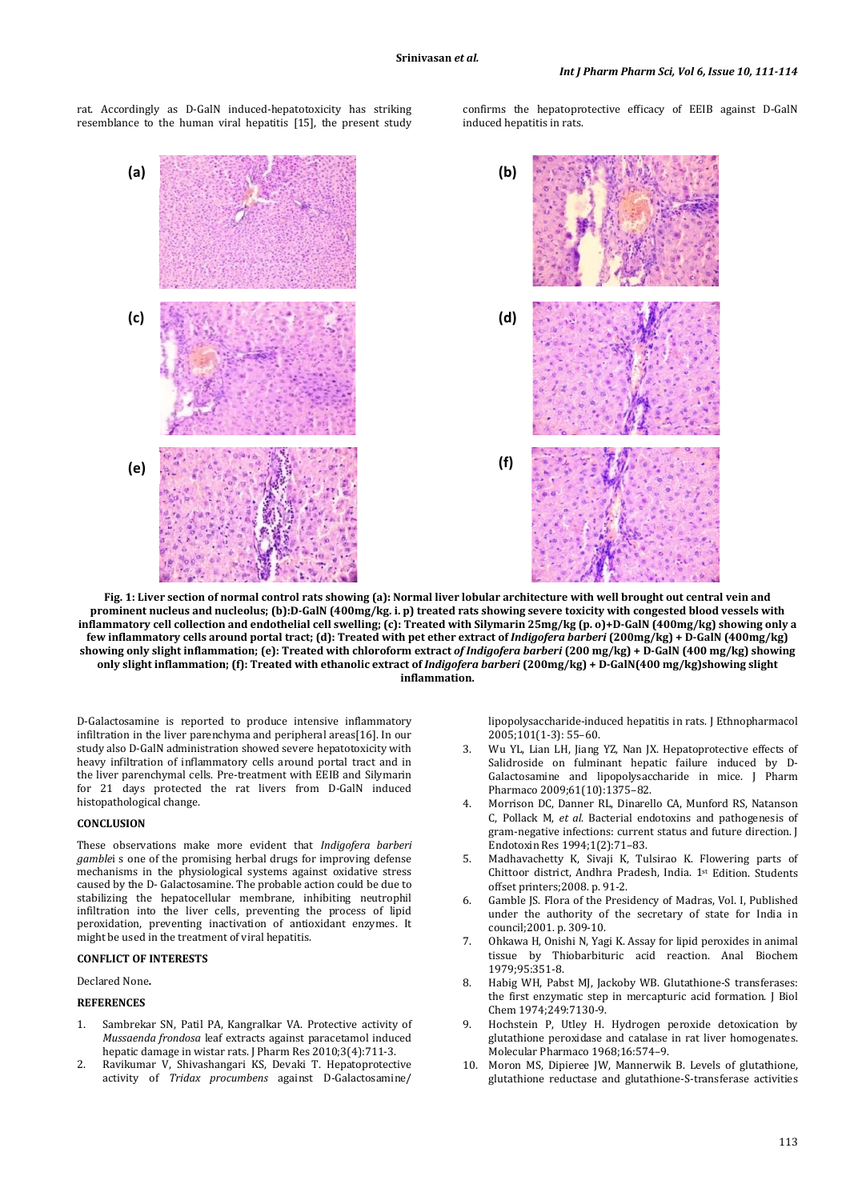rat. Accordingly as D-GalN induced-hepatotoxicity has striking resemblance to the human viral hepatitis [15], the present study confirms the hepatoprotective efficacy of EEIB against D-GalN induced hepatitis in rats.

**Fig. 1: Liver section of normal control rats showing (a): Normal liver lobular architecture with well brought out central vein and prominent nucleus and nucleolus; (b):D-GalN (400mg/kg. i. p) treated rats showing severe toxicity with congested blood vessels with inflammatory cell collection and endothelial cell swelling; (c): Treated with Silymarin 25mg/kg (p. o)+D-GalN (400mg/kg) showing only a few inflammatory cells around portal tract; (d): Treated with pet ether extract of *Indigofera barberi* (200mg/kg) + D-GalN (400mg/kg) showing only slight inflammation; (e): Treated with chloroform extract *of Indigofera barberi* (200 mg/kg) + D-GalN (400 mg/kg) showing only slight inflammation; (f): Treated with ethanolic extract of *Indigofera barberi* (200mg/kg) + D-GalN(400 mg/kg)showing slight inflammation.**

D-Galactosamine is reported to produce intensive inflammatory infiltration in the liver parenchyma and peripheral areas[16]. In our study also D-GalN administration showed severe hepatotoxicity with heavy infiltration of inflammatory cells around portal tract and in the liver parenchymal cells. Pre-treatment with EEIB and Silymarin for 21 days protected the rat livers from D-GalN induced histopathological change.

## CONCLUSION

These observations make more evident that *Indigofera barberi gamble*i s one of the promising herbal drugs for improving defense mechanisms in the physiological systems against oxidative stress caused by the D- Galactosamine. The probable action could be due to stabilizing the hepatocellular membrane, inhibiting neutrophil infiltration into the liver cells, preventing the process of lipid peroxidation, preventing inactivation of antioxidant enzymes. It might be used in the treatment of viral hepatitis.

## CONFLICT OF INTERESTS

Declared None**.**

## REFERENCES

1. Sambrekar SN, Patil PA, Kangralkar VA. Protective activity of *Mussaenda frondosa* leaf extracts against paracetamol induced hepatic damage in wistar rats. J Pharm Res 2010;3(4):711-3.
2. Ravikumar V, Shivashangari KS, Devaki T. Hepatoprotective activity of *Tridax procumbens* against D-Galactosamine/ lipopolysaccharide-induced hepatitis in rats. J Ethnopharmacol 2005;101(1-3): 55–60.
3. Wu YL, Lian LH, Jiang YZ, Nan JX. Hepatoprotective effects of Salidroside on fulminant hepatic failure induced by D-Galactosamine and lipopolysaccharide in mice. J Pharm Pharmaco 2009;61(10):1375–82.
4. Morrison DC, Danner RL, Dinarello CA, Munford RS, Natanson C, Pollack M, *et al.* Bacterial endotoxins and pathogenesis of gram-negative infections: current status and future direction. J Endotoxin Res 1994;1(2):71–83.
5. Madhavachetty K, Sivaji K, Tulsirao K. Flowering parts of Chittoor district, Andhra Pradesh, India. 1st Edition. Students offset printers;2008. p. 91-2.
6. Gamble JS. Flora of the Presidency of Madras, Vol. I, Published under the authority of the secretary of state for India in council;2001. p. 309-10.
7. Ohkawa H, Onishi N, Yagi K. Assay for lipid peroxides in animal tissue by Thiobarbituric acid reaction. Anal Biochem 1979;95:351-8.
8. Habig WH, Pabst MJ, Jackoby WB. Glutathione-S transferases: the first enzymatic step in mercapturic acid formation. J Biol Chem 1974;249:7130-9.
9. Hochstein P, Utley H. Hydrogen peroxide detoxication by glutathione peroxidase and catalase in rat liver homogenates. Molecular Pharmaco 1968;16:574–9.
10. Moron MS, Dipieree JW, Mannerwik B. Levels of glutathione, glutathione reductase and glutathione-S-transferase activities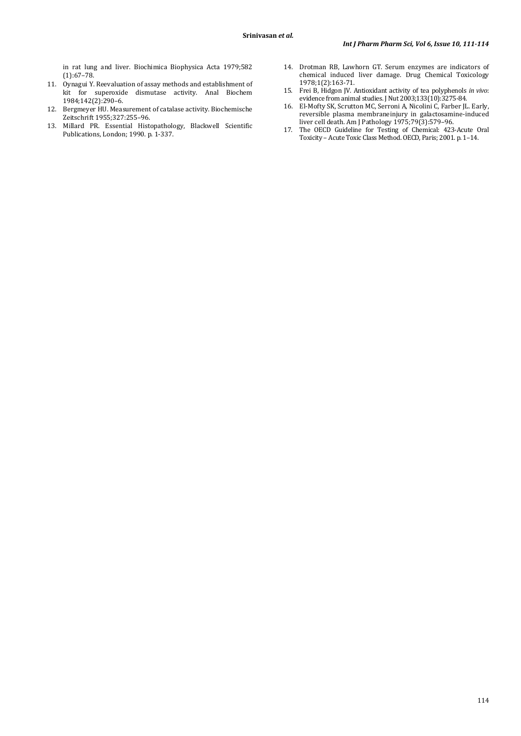in rat lung and liver. Biochimica Biophysica Acta 1979;582 (1):67–78.

11. Oynagui Y. Reevaluation of assay methods and establishment of kit for superoxide dismutase activity. Anal Biochem 1984;142(2):290–6.
12. Bergmeyer HU. Measurement of catalase activity. Biochemische Zeitschrift 1955;327:255–96.
13. Millard PR. Essential Histopathology, Blackwell Scientific Publications, London; 1990. p. 1-337.
14. Drotman RB, Lawhorn GT. Serum enzymes are indicators of chemical induced liver damage. Drug Chemical Toxicology 1978;1(2):163-71.
15. Frei B, Hidgon JV. Antioxidant activity of tea polyphenols *in vivo*: evidence from animal studies. J Nut 2003;133(10):3275-84.
16. El-Mofty SK, Scrutton MC, Serroni A, Nicolini C, Farber JL. Early, reversible plasma membraneinjury in galactosamine-induced liver cell death. Am J Pathology 1975;79(3):579–96.
17. The OECD Guideline for Testing of Chemical: 423-Acute Oral Toxicity – Acute Toxic Class Method. OECD, Paris; 2001. p. 1–14.